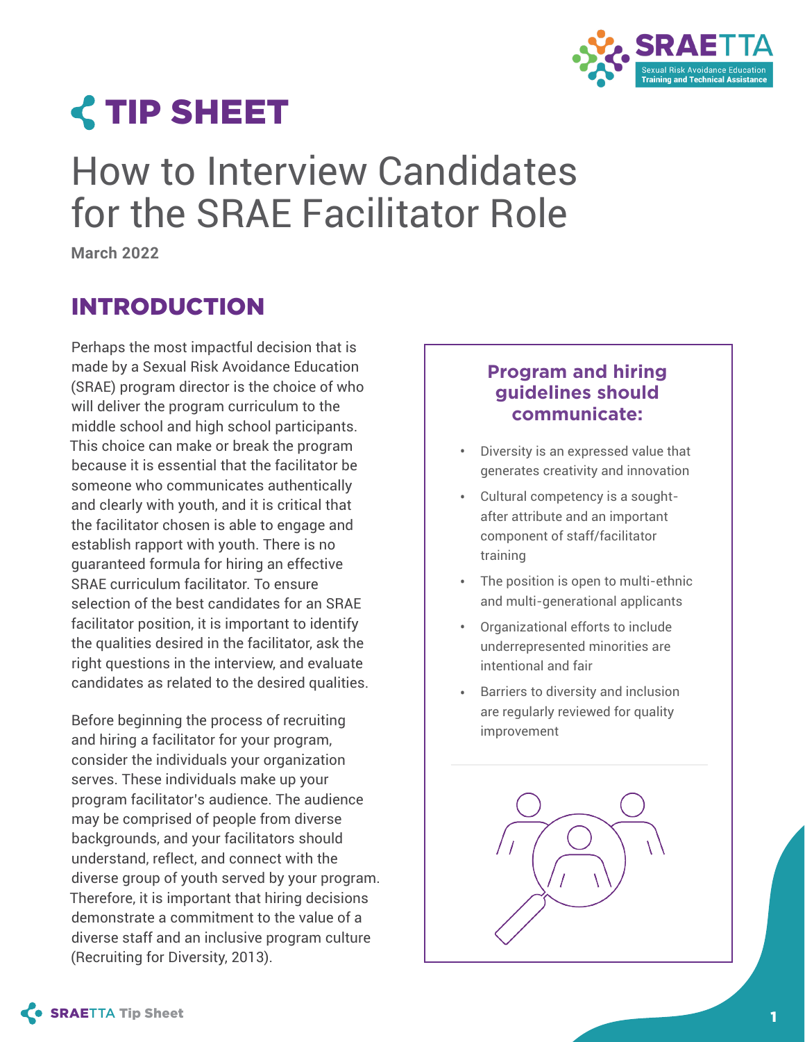# TIP SHEET

# How to Interview Candidates for the SRAE Facilitator Role

**March 2022**

## INTRODUCTION

Perhaps the most impactful decision that is made by a Sexual Risk Avoidance Education (SRAE) program director is the choice of who will deliver the program curriculum to the middle school and high school participants. This choice can make or break the program because it is essential that the facilitator be someone who communicates authentically and clearly with youth, and it is critical that the facilitator chosen is able to engage and establish rapport with youth. There is no guaranteed formula for hiring an effective SRAE curriculum facilitator. To ensure selection of the best candidates for an SRAE facilitator position, it is important to identify the qualities desired in the facilitator, ask the right questions in the interview, and evaluate candidates as related to the desired qualities.

Before beginning the process of recruiting and hiring a facilitator for your program, consider the individuals your organization serves. These individuals make up your program facilitator's audience. The audience may be comprised of people from diverse backgrounds, and your facilitators should understand, reflect, and connect with the diverse group of youth served by your program. Therefore, it is important that hiring decisions demonstrate a commitment to the value of a diverse staff and an inclusive program culture (Recruiting for Diversity, 2013).

### Program and hiring guidelines should communicate:

- Diversity is an expressed value that generates creativity and innovation
- Cultural competency is a sought-after attribute and an important component of staff/facilitator training
- The position is open to multi-ethnic and multi-generational applicants
- Organizational efforts to include underrepresented minorities are intentional and fair
- Barriers to diversity and inclusion are regularly reviewed for quality improvement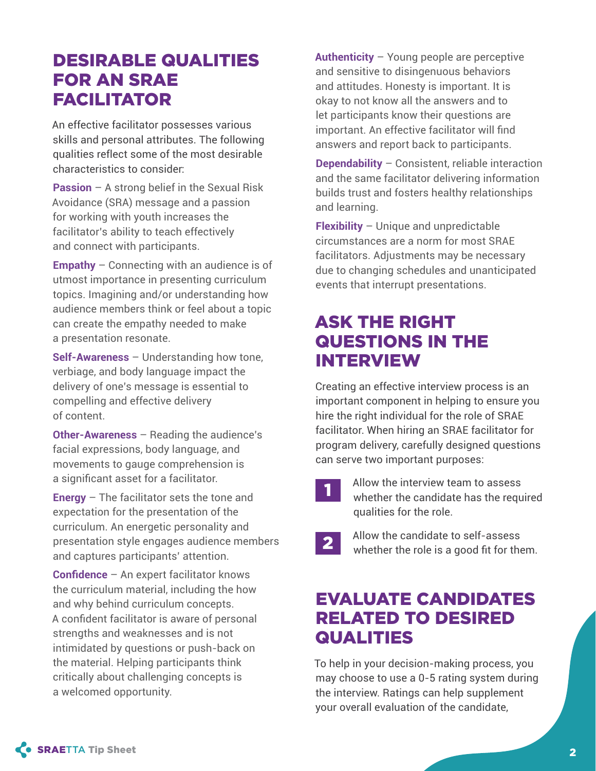## DESIRABLE QUALITIES FOR AN SRAE FACILITATOR

An effective facilitator possesses various skills and personal attributes. The following qualities reflect some of the most desirable characteristics to consider:

**Passion** – A strong belief in the Sexual Risk Avoidance (SRA) message and a passion for working with youth increases the facilitator's ability to teach effectively and connect with participants.

**Empathy** – Connecting with an audience is of utmost importance in presenting curriculum topics. Imagining and/or understanding how audience members think or feel about a topic can create the empathy needed to make a presentation resonate.

**Self-Awareness** – Understanding how tone, verbiage, and body language impact the delivery of one's message is essential to compelling and effective delivery of content.

**Other-Awareness** – Reading the audience's facial expressions, body language, and movements to gauge comprehension is a significant asset for a facilitator.

**Energy** – The facilitator sets the tone and expectation for the presentation of the curriculum. An energetic personality and presentation style engages audience members and captures participants' attention.

**Confidence** – An expert facilitator knows the curriculum material, including the how and why behind curriculum concepts. A confident facilitator is aware of personal strengths and weaknesses and is not intimidated by questions or push-back on the material. Helping participants think critically about challenging concepts is a welcomed opportunity.

**Authenticity** – Young people are perceptive and sensitive to disingenuous behaviors and attitudes. Honesty is important. It is okay to not know all the answers and to let participants know their questions are important. An effective facilitator will find answers and report back to participants.

**Dependability** – Consistent, reliable interaction and the same facilitator delivering information builds trust and fosters healthy relationships and learning.

**Flexibility** – Unique and unpredictable circumstances are a norm for most SRAE facilitators. Adjustments may be necessary due to changing schedules and unanticipated events that interrupt presentations.

## ASK THE RIGHT QUESTIONS IN THE INTERVIEW

Creating an effective interview process is an important component in helping to ensure you hire the right individual for the role of SRAE facilitator. When hiring an SRAE facilitator for program delivery, carefully designed questions can serve two important purposes:

1. Allow the interview team to assess whether the candidate has the required qualities for the role.
2. Allow the candidate to self-assess whether the role is a good fit for them.

## EVALUATE CANDIDATES RELATED TO DESIRED QUALITIES

To help in your decision-making process, you may choose to use a 0-5 rating system during the interview. Ratings can help supplement your overall evaluation of the candidate,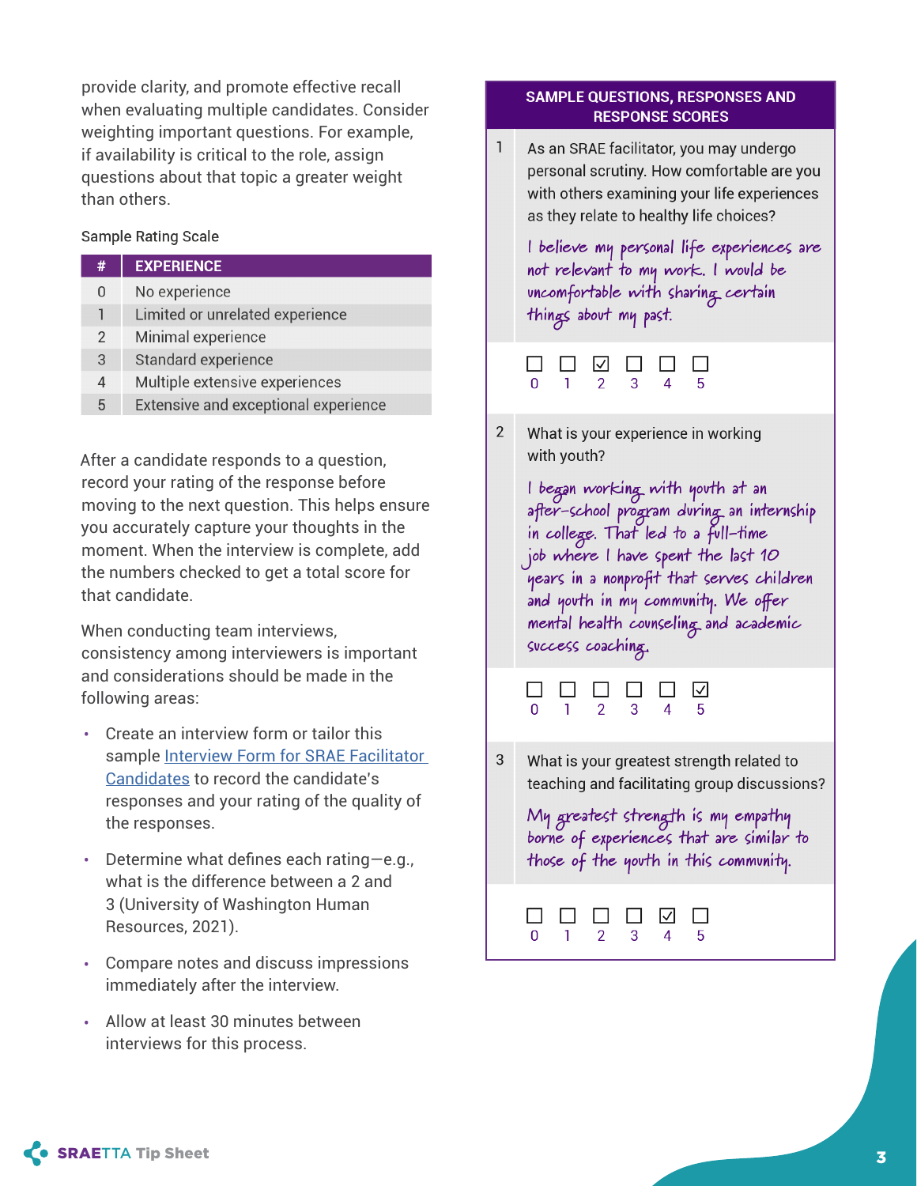provide clarity, and promote effective recall when evaluating multiple candidates. Consider weighting important questions. For example, if availability is critical to the role, assign questions about that topic a greater weight than others.

Sample Rating Scale

| # | EXPERIENCE |
|---|---|
| 0 | No experience |
| 1 | Limited or unrelated experience |
| 2 | Minimal experience |
| 3 | Standard experience |
| 4 | Multiple extensive experiences |
| 5 | Extensive and exceptional experience |

After a candidate responds to a question, record your rating of the response before moving to the next question. This helps ensure you accurately capture your thoughts in the moment. When the interview is complete, add the numbers checked to get a total score for that candidate.

When conducting team interviews, consistency among interviewers is important and considerations should be made in the following areas:

- Create an interview form or tailor this sample [Interview Form for SRAE Facilitator Candidates]() to record the candidate's responses and your rating of the quality of the responses.
- Determine what defines each rating—e.g., what is the difference between a 2 and 3 (University of Washington Human Resources, 2021).
- Compare notes and discuss impressions immediately after the interview.
- Allow at least 30 minutes between interviews for this process.

**SAMPLE QUESTIONS, RESPONSES AND RESPONSE SCORES**

1. As an SRAE facilitator, you may undergo personal scrutiny. How comfortable are you with others examining your life experiences as they relate to healthy life choices?

   *I believe my personal life experiences are not relevant to my work. I would be uncomfortable with sharing certain things about my past.*

   ☐ 0 ☐ 1 ☑ 2 ☐ 3 ☐ 4 ☐ 5

2. What is your experience in working with youth?

   *I began working with youth at an after-school program during an internship in college. That led to a full-time job where I have spent the last 10 years in a nonprofit that serves children and youth in my community. We offer mental health counseling and academic success coaching.*

   ☐ 0 ☐ 1 ☐ 2 ☐ 3 ☐ 4 ☑ 5

3. What is your greatest strength related to teaching and facilitating group discussions?

   *My greatest strength is my empathy borne of experiences that are similar to those of the youth in this community.*

   ☐ 0 ☐ 1 ☐ 2 ☐ 3 ☑ 4 ☐ 5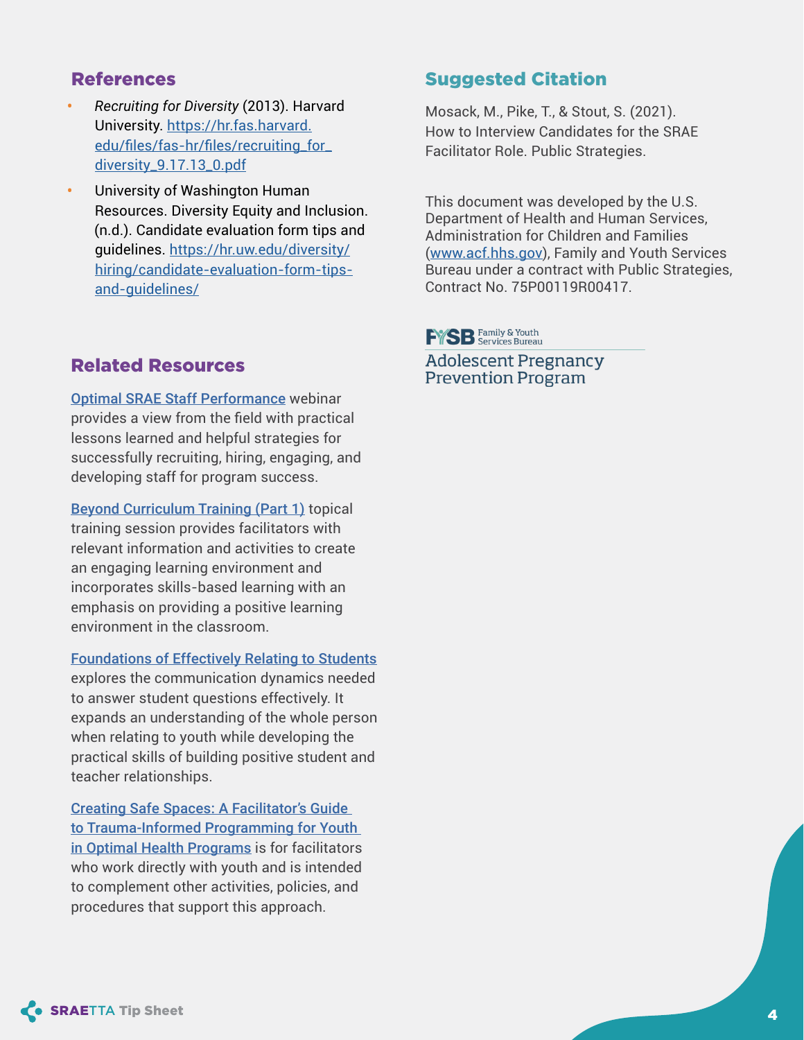## References

- *Recruiting for Diversity* (2013). Harvard University. https://hr.fas.harvard.edu/files/fas-hr/files/recruiting_for_diversity_9.17.13_0.pdf
- University of Washington Human Resources. Diversity Equity and Inclusion. (n.d.). Candidate evaluation form tips and guidelines. https://hr.uw.edu/diversity/hiring/candidate-evaluation-form-tips-and-guidelines/

## Related Resources

Optimal SRAE Staff Performance webinar provides a view from the field with practical lessons learned and helpful strategies for successfully recruiting, hiring, engaging, and developing staff for program success.

Beyond Curriculum Training (Part 1) topical training session provides facilitators with relevant information and activities to create an engaging learning environment and incorporates skills-based learning with an emphasis on providing a positive learning environment in the classroom.

Foundations of Effectively Relating to Students explores the communication dynamics needed to answer student questions effectively. It expands an understanding of the whole person when relating to youth while developing the practical skills of building positive student and teacher relationships.

Creating Safe Spaces: A Facilitator's Guide to Trauma-Informed Programming for Youth in Optimal Health Programs is for facilitators who work directly with youth and is intended to complement other activities, policies, and procedures that support this approach.

## Suggested Citation

Mosack, M., Pike, T., & Stout, S. (2021). How to Interview Candidates for the SRAE Facilitator Role. Public Strategies.

This document was developed by the U.S. Department of Health and Human Services, Administration for Children and Families (www.acf.hhs.gov), Family and Youth Services Bureau under a contract with Public Strategies, Contract No. 75P00119R00417.

FYSB Family & Youth Services Bureau

Adolescent Pregnancy Prevention Program